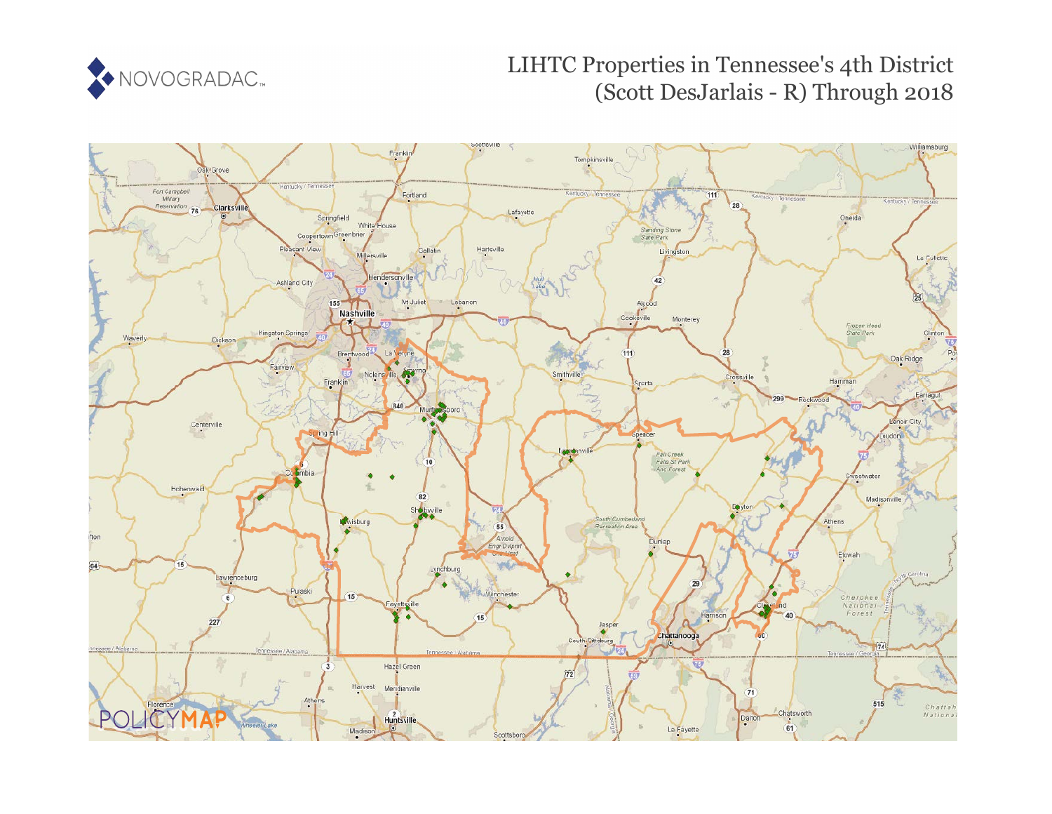# LIHTC Properties in Tennessee's 4th District (Scott DesJarlais - R) Through 2018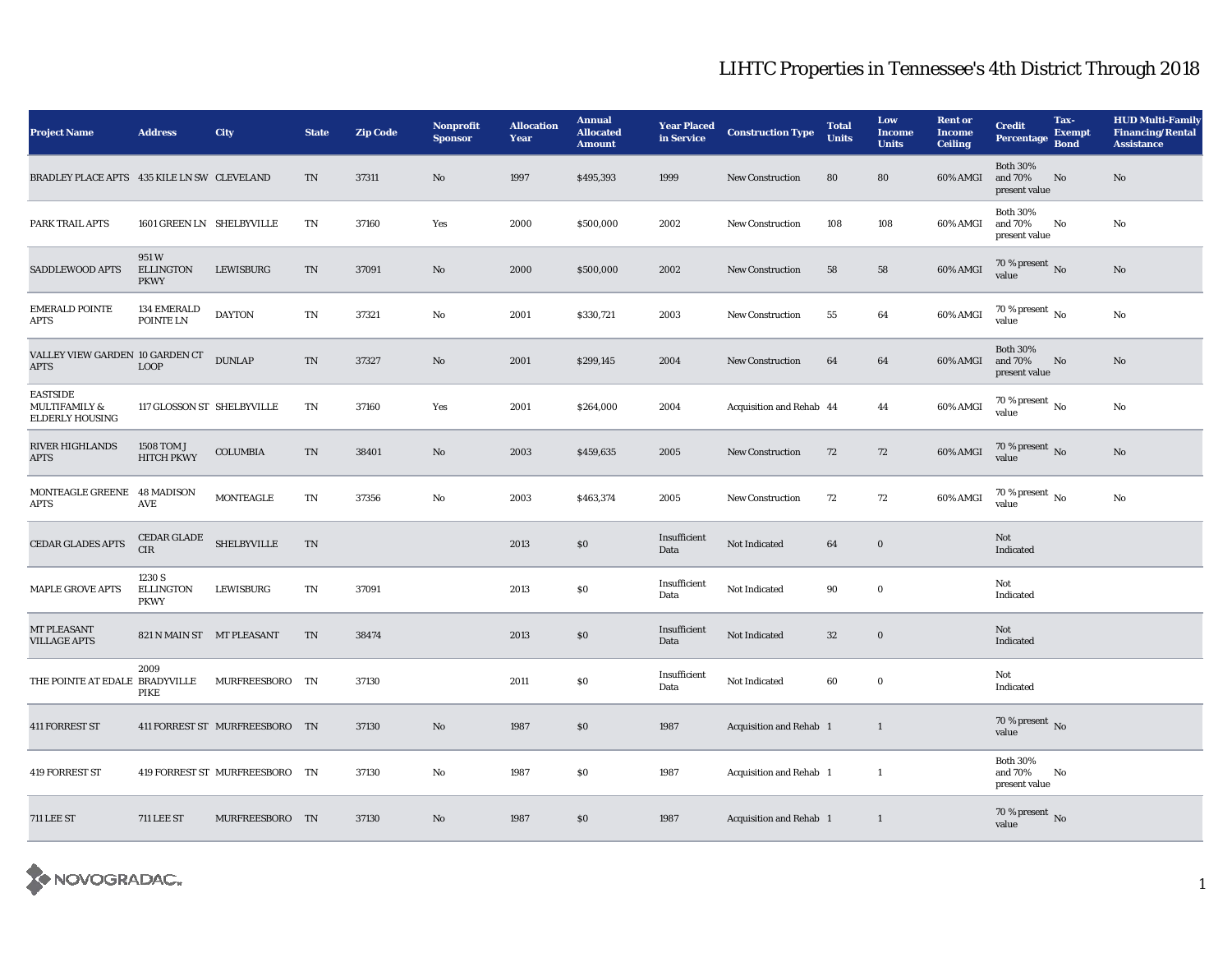# LIHTC Properties in Tennessee's 4th District Through 2018

| Project Name | Address | City | State | Zip Code | Nonprofit Sponsor | Allocation Year | Annual Allocated Amount | Year Placed in Service | Construction Type | Total Units | Low Income Units | Rent or Income Ceiling | Credit Percentage | Tax-Exempt Bond | HUD Multi-Family Financing/Rental Assistance |
|---|---|---|---|---|---|---|---|---|---|---|---|---|---|---|---|
| BRADLEY PLACE APTS | 435 KILE LN SW | CLEVELAND | TN | 37311 | No | 1997 | $495,393 | 1999 | New Construction | 80 | 80 | 60% AMGI | Both 30% and 70% present value | No | No |
| PARK TRAIL APTS | 1601 GREEN LN | SHELBYVILLE | TN | 37160 | Yes | 2000 | $500,000 | 2002 | New Construction | 108 | 108 | 60% AMGI | Both 30% and 70% present value | No | No |
| SADDLEWOOD APTS | 951 W ELLINGTON PKWY | LEWISBURG | TN | 37091 | No | 2000 | $500,000 | 2002 | New Construction | 58 | 58 | 60% AMGI | 70 % present value | No | No |
| EMERALD POINTE APTS | 134 EMERALD POINTE LN | DAYTON | TN | 37321 | No | 2001 | $330,721 | 2003 | New Construction | 55 | 64 | 60% AMGI | 70 % present value | No | No |
| VALLEY VIEW GARDEN APTS | 10 GARDEN CT LOOP | DUNLAP | TN | 37327 | No | 2001 | $299,145 | 2004 | New Construction | 64 | 64 | 60% AMGI | Both 30% and 70% present value | No | No |
| EASTSIDE MULTIFAMILY & ELDERLY HOUSING | 117 GLOSSON ST | SHELBYVILLE | TN | 37160 | Yes | 2001 | $264,000 | 2004 | Acquisition and Rehab | 44 | 44 | 60% AMGI | 70 % present value | No | No |
| RIVER HIGHLANDS APTS | 1508 TOM J HITCH PKWY | COLUMBIA | TN | 38401 | No | 2003 | $459,635 | 2005 | New Construction | 72 | 72 | 60% AMGI | 70 % present value | No | No |
| MONTEAGLE GREENE APTS | 48 MADISON AVE | MONTEAGLE | TN | 37356 | No | 2003 | $463,374 | 2005 | New Construction | 72 | 72 | 60% AMGI | 70 % present value | No | No |
| CEDAR GLADES APTS | CEDAR GLADE CIR | SHELBYVILLE | TN | | | 2013 | $0 | Insufficient Data | Not Indicated | 64 | 0 | | Not Indicated | | |
| MAPLE GROVE APTS | 1230 S ELLINGTON PKWY | LEWISBURG | TN | 37091 | | 2013 | $0 | Insufficient Data | Not Indicated | 90 | 0 | | Not Indicated | | |
| MT PLEASANT VILLAGE APTS | 821 N MAIN ST | MT PLEASANT | TN | 38474 | | 2013 | $0 | Insufficient Data | Not Indicated | 32 | 0 | | Not Indicated | | |
| THE POINTE AT EDALE | 2009 BRADYVILLE PIKE | MURFREESBORO | TN | 37130 | | 2011 | $0 | Insufficient Data | Not Indicated | 60 | 0 | | Not Indicated | | |
| 411 FORREST ST | 411 FORREST ST | MURFREESBORO | TN | 37130 | No | 1987 | $0 | 1987 | Acquisition and Rehab | 1 | 1 | | 70 % present value | No | |
| 419 FORREST ST | 419 FORREST ST | MURFREESBORO | TN | 37130 | No | 1987 | $0 | 1987 | Acquisition and Rehab | 1 | 1 | | Both 30% and 70% present value | No | |
| 711 LEE ST | 711 LEE ST | MURFREESBORO | TN | 37130 | No | 1987 | $0 | 1987 | Acquisition and Rehab | 1 | 1 | | 70 % present value | No | |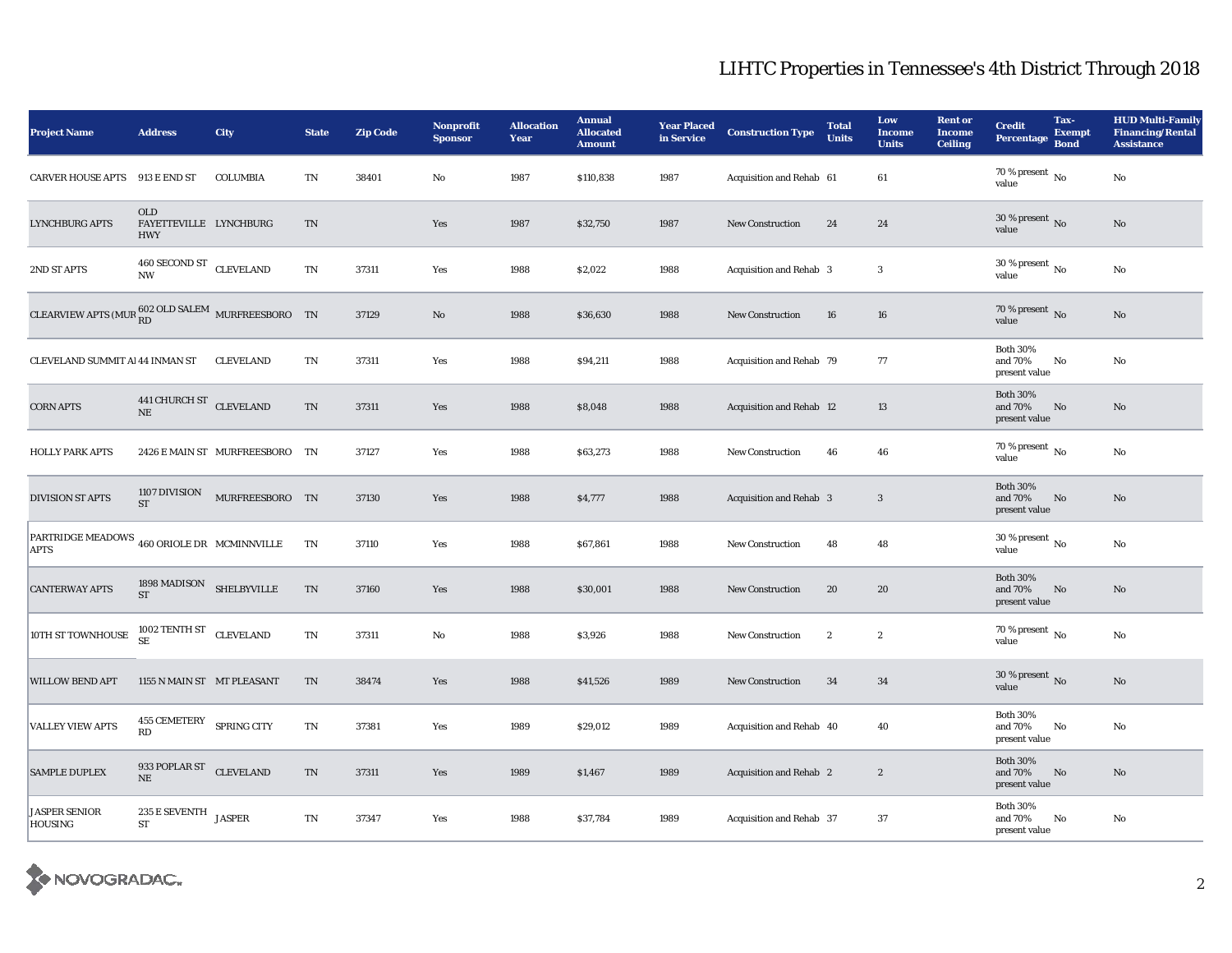# LIHTC Properties in Tennessee's 4th District Through 2018

| Project Name | Address | City | State | Zip Code | Nonprofit Sponsor | Allocation Year | Annual Allocated Amount | Year Placed in Service | Construction Type | Total Units | Low Income Units | Rent or Income Ceiling | Credit Percentage | Tax-Exempt Bond | HUD Multi-Family Financing/Rental Assistance |
|---|---|---|---|---|---|---|---|---|---|---|---|---|---|---|---|
| CARVER HOUSE APTS | 913 E END ST | COLUMBIA | TN | 38401 | No | 1987 | $110,838 | 1987 | Acquisition and Rehab | 61 | 61 | | 70 % present value | No | No |
| LYNCHBURG APTS | OLD FAYETTEVILLE HWY | LYNCHBURG | TN | | Yes | 1987 | $32,750 | 1987 | New Construction | 24 | 24 | | 30 % present value | No | No |
| 2ND ST APTS | 460 SECOND ST NW | CLEVELAND | TN | 37311 | Yes | 1988 | $2,022 | 1988 | Acquisition and Rehab | 3 | 3 | | 30 % present value | No | No |
| CLEARVIEW APTS (MUR | 602 OLD SALEM RD | MURFREESBORO | TN | 37129 | No | 1988 | $36,630 | 1988 | New Construction | 16 | 16 | | 70 % present value | No | No |
| CLEVELAND SUMMIT A | 44 INMAN ST | CLEVELAND | TN | 37311 | Yes | 1988 | $94,211 | 1988 | Acquisition and Rehab | 79 | 77 | | Both 30% and 70% present value | No | No |
| CORN APTS | 441 CHURCH ST NE | CLEVELAND | TN | 37311 | Yes | 1988 | $8,048 | 1988 | Acquisition and Rehab | 12 | 13 | | Both 30% and 70% present value | No | No |
| HOLLY PARK APTS | 2426 E MAIN ST | MURFREESBORO | TN | 37127 | Yes | 1988 | $63,273 | 1988 | New Construction | 46 | 46 | | 70 % present value | No | No |
| DIVISION ST APTS | 1107 DIVISION ST | MURFREESBORO | TN | 37130 | Yes | 1988 | $4,777 | 1988 | Acquisition and Rehab | 3 | 3 | | Both 30% and 70% present value | No | No |
| PARTRIDGE MEADOWS APTS | 460 ORIOLE DR | MCMINNVILLE | TN | 37110 | Yes | 1988 | $67,861 | 1988 | New Construction | 48 | 48 | | 30 % present value | No | No |
| CANTERWAY APTS | 1898 MADISON ST | SHELBYVILLE | TN | 37160 | Yes | 1988 | $30,001 | 1988 | New Construction | 20 | 20 | | Both 30% and 70% present value | No | No |
| 10TH ST TOWNHOUSE | 1002 TENTH ST SE | CLEVELAND | TN | 37311 | No | 1988 | $3,926 | 1988 | New Construction | 2 | 2 | | 70 % present value | No | No |
| WILLOW BEND APT | 1155 N MAIN ST | MT PLEASANT | TN | 38474 | Yes | 1988 | $41,526 | 1989 | New Construction | 34 | 34 | | 30 % present value | No | No |
| VALLEY VIEW APTS | 455 CEMETERY RD | SPRING CITY | TN | 37381 | Yes | 1989 | $29,012 | 1989 | Acquisition and Rehab | 40 | 40 | | Both 30% and 70% present value | No | No |
| SAMPLE DUPLEX | 933 POPLAR ST NE | CLEVELAND | TN | 37311 | Yes | 1989 | $1,467 | 1989 | Acquisition and Rehab | 2 | 2 | | Both 30% and 70% present value | No | No |
| JASPER SENIOR HOUSING | 235 E SEVENTH ST | JASPER | TN | 37347 | Yes | 1988 | $37,784 | 1989 | Acquisition and Rehab | 37 | 37 | | Both 30% and 70% present value | No | No |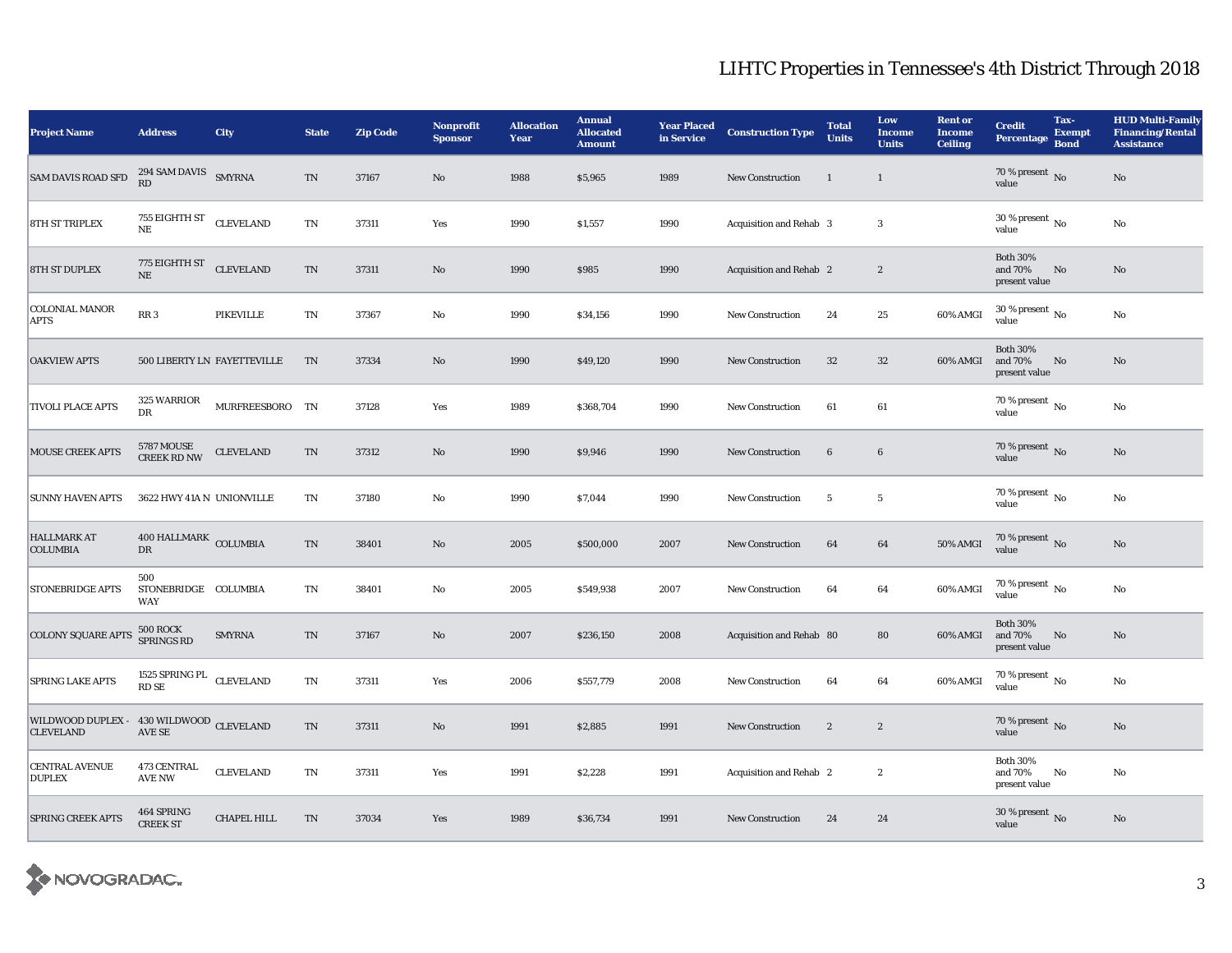# LIHTC Properties in Tennessee's 4th District Through 2018

| Project Name | Address | City | State | Zip Code | Nonprofit Sponsor | Allocation Year | Annual Allocated Amount | Year Placed in Service | Construction Type | Total Units | Low Income Units | Rent or Income Ceiling | Credit Percentage | Tax-Exempt Bond | HUD Multi-Family Financing/Rental Assistance |
|---|---|---|---|---|---|---|---|---|---|---|---|---|---|---|---|
| SAM DAVIS ROAD SFD | 294 SAM DAVIS RD | SMYRNA | TN | 37167 | No | 1988 | $5,965 | 1989 | New Construction | 1 | 1 | | 70 % present value | No | No |
| 8TH ST TRIPLEX | 755 EIGHTH ST NE | CLEVELAND | TN | 37311 | Yes | 1990 | $1,557 | 1990 | Acquisition and Rehab | 3 | 3 | | 30 % present value | No | No |
| 8TH ST DUPLEX | 775 EIGHTH ST NE | CLEVELAND | TN | 37311 | No | 1990 | $985 | 1990 | Acquisition and Rehab | 2 | 2 | | Both 30% and 70% present value | No | No |
| COLONIAL MANOR APTS | RR 3 | PIKEVILLE | TN | 37367 | No | 1990 | $34,156 | 1990 | New Construction | 24 | 25 | 60% AMGI | 30 % present value | No | No |
| OAKVIEW APTS | 500 LIBERTY LN | FAYETTEVILLE | TN | 37334 | No | 1990 | $49,120 | 1990 | New Construction | 32 | 32 | 60% AMGI | Both 30% and 70% present value | No | No |
| TIVOLI PLACE APTS | 325 WARRIOR DR | MURFREESBORO | TN | 37128 | Yes | 1989 | $368,704 | 1990 | New Construction | 61 | 61 | | 70 % present value | No | No |
| MOUSE CREEK APTS | 5787 MOUSE CREEK RD NW | CLEVELAND | TN | 37312 | No | 1990 | $9,946 | 1990 | New Construction | 6 | 6 | | 70 % present value | No | No |
| SUNNY HAVEN APTS | 3622 HWY 41A N | UNIONVILLE | TN | 37180 | No | 1990 | $7,044 | 1990 | New Construction | 5 | 5 | | 70 % present value | No | No |
| HALLMARK AT COLUMBIA | 400 HALLMARK DR | COLUMBIA | TN | 38401 | No | 2005 | $500,000 | 2007 | New Construction | 64 | 64 | 50% AMGI | 70 % present value | No | No |
| STONEBRIDGE APTS | 500 STONEBRIDGE WAY | COLUMBIA | TN | 38401 | No | 2005 | $549,938 | 2007 | New Construction | 64 | 64 | 60% AMGI | 70 % present value | No | No |
| COLONY SQUARE APTS | 500 ROCK SPRINGS RD | SMYRNA | TN | 37167 | No | 2007 | $236,150 | 2008 | Acquisition and Rehab | 80 | 80 | 60% AMGI | Both 30% and 70% present value | No | No |
| SPRING LAKE APTS | 1525 SPRING PL RD SE | CLEVELAND | TN | 37311 | Yes | 2006 | $557,779 | 2008 | New Construction | 64 | 64 | 60% AMGI | 70 % present value | No | No |
| WILDWOOD DUPLEX - CLEVELAND | 430 WILDWOOD AVE SE | CLEVELAND | TN | 37311 | No | 1991 | $2,885 | 1991 | New Construction | 2 | 2 | | 70 % present value | No | No |
| CENTRAL AVENUE DUPLEX | 473 CENTRAL AVE NW | CLEVELAND | TN | 37311 | Yes | 1991 | $2,228 | 1991 | Acquisition and Rehab | 2 | 2 | | Both 30% and 70% present value | No | No |
| SPRING CREEK APTS | 464 SPRING CREEK ST | CHAPEL HILL | TN | 37034 | Yes | 1989 | $36,734 | 1991 | New Construction | 24 | 24 | | 30 % present value | No | No |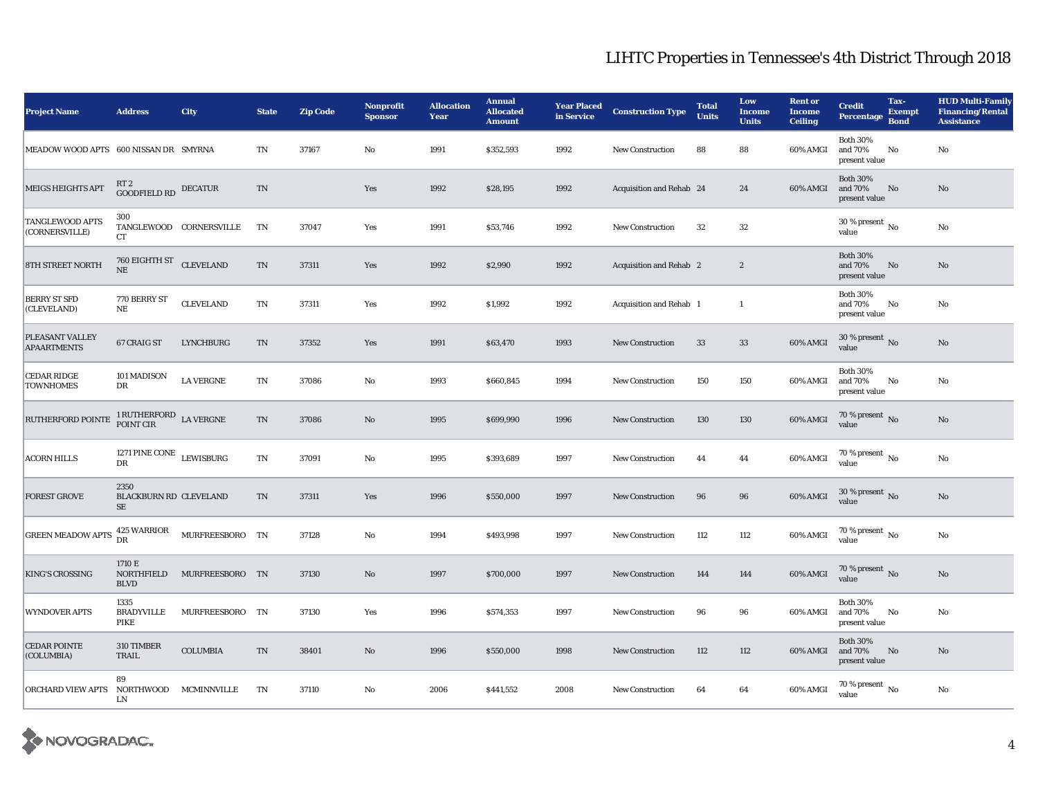# LIHTC Properties in Tennessee's 4th District Through 2018

| Project Name | Address | City | State | Zip Code | Nonprofit Sponsor | Allocation Year | Annual Allocated Amount | Year Placed in Service | Construction Type | Total Units | Low Income Units | Rent or Income Ceiling | Credit Percentage | Tax-Exempt Bond | HUD Multi-Family Financing/Rental Assistance |
|---|---|---|---|---|---|---|---|---|---|---|---|---|---|---|---|
| MEADOW WOOD APTS | 600 NISSAN DR | SMYRNA | TN | 37167 | No | 1991 | $352,593 | 1992 | New Construction | 88 | 88 | 60% AMGI | Both 30% and 70% present value | No | No |
| MEIGS HEIGHTS APT | RT 2 GOODFIELD RD | DECATUR | TN | | Yes | 1992 | $28,195 | 1992 | Acquisition and Rehab | 24 | 24 | 60% AMGI | Both 30% and 70% present value | No | No |
| TANGLEWOOD APTS (CORNERSVILLE) | 300 TANGLEWOOD CT | CORNERSVILLE | TN | 37047 | Yes | 1991 | $53,746 | 1992 | New Construction | 32 | 32 | | 30 % present value | No | No |
| 8TH STREET NORTH | 760 EIGHTH ST NE | CLEVELAND | TN | 37311 | Yes | 1992 | $2,990 | 1992 | Acquisition and Rehab | 2 | 2 | | Both 30% and 70% present value | No | No |
| BERRY ST SFD (CLEVELAND) | 770 BERRY ST NE | CLEVELAND | TN | 37311 | Yes | 1992 | $1,992 | 1992 | Acquisition and Rehab | 1 | 1 | | Both 30% and 70% present value | No | No |
| PLEASANT VALLEY APAARTMENTS | 67 CRAIG ST | LYNCHBURG | TN | 37352 | Yes | 1991 | $63,470 | 1993 | New Construction | 33 | 33 | 60% AMGI | 30 % present value | No | No |
| CEDAR RIDGE TOWNHOMES | 101 MADISON DR | LA VERGNE | TN | 37086 | No | 1993 | $660,845 | 1994 | New Construction | 150 | 150 | 60% AMGI | Both 30% and 70% present value | No | No |
| RUTHERFORD POINTE | 1 RUTHERFORD POINT CIR | LA VERGNE | TN | 37086 | No | 1995 | $699,990 | 1996 | New Construction | 130 | 130 | 60% AMGI | 70 % present value | No | No |
| ACORN HILLS | 1271 PINE CONE DR | LEWISBURG | TN | 37091 | No | 1995 | $393,689 | 1997 | New Construction | 44 | 44 | 60% AMGI | 70 % present value | No | No |
| FOREST GROVE | 2350 BLACKBURN RD SE | CLEVELAND | TN | 37311 | Yes | 1996 | $550,000 | 1997 | New Construction | 96 | 96 | 60% AMGI | 30 % present value | No | No |
| GREEN MEADOW APTS | 425 WARRIOR DR | MURFREESBORO | TN | 37128 | No | 1994 | $493,998 | 1997 | New Construction | 112 | 112 | 60% AMGI | 70 % present value | No | No |
| KING'S CROSSING | 1710 E NORTHFIELD BLVD | MURFREESBORO | TN | 37130 | No | 1997 | $700,000 | 1997 | New Construction | 144 | 144 | 60% AMGI | 70 % present value | No | No |
| WYNDOVER APTS | 1335 BRADYVILLE PIKE | MURFREESBORO | TN | 37130 | Yes | 1996 | $574,353 | 1997 | New Construction | 96 | 96 | 60% AMGI | Both 30% and 70% present value | No | No |
| CEDAR POINTE (COLUMBIA) | 310 TIMBER TRAIL | COLUMBIA | TN | 38401 | No | 1996 | $550,000 | 1998 | New Construction | 112 | 112 | 60% AMGI | Both 30% and 70% present value | No | No |
| ORCHARD VIEW APTS | 89 NORTHWOOD LN | MCMINNVILLE | TN | 37110 | No | 2006 | $441,552 | 2008 | New Construction | 64 | 64 | 60% AMGI | 70 % present value | No | No |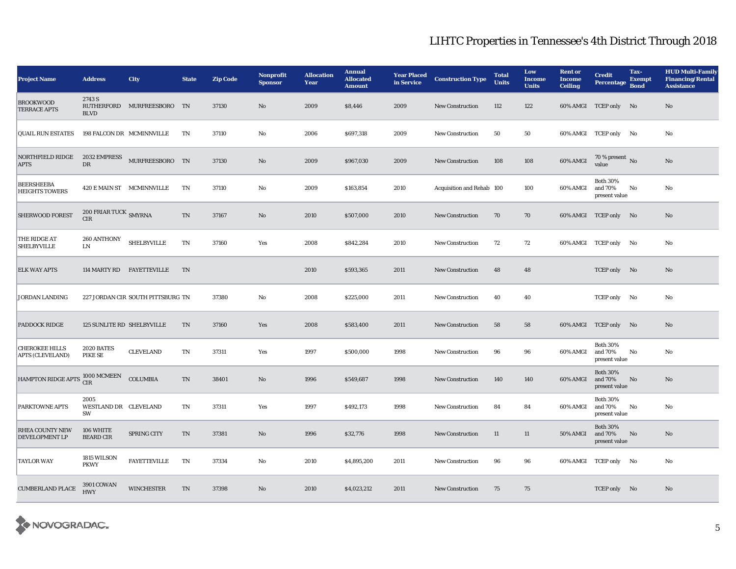## LIHTC Properties in Tennessee's 4th District Through 2018

| Project Name | Address | City | State | Zip Code | Nonprofit Sponsor | Allocation Year | Annual Allocated Amount | Year Placed in Service | Construction Type | Total Units | Low Income Units | Rent or Income Ceiling | Credit Percentage | Tax-Exempt Bond | HUD Multi-Family Financing/Rental Assistance |
|---|---|---|---|---|---|---|---|---|---|---|---|---|---|---|---|
| BROOKWOOD TERRACE APTS | 2743 S RUTHERFORD BLVD | MURFREESBORO | TN | 37130 | No | 2009 | $8,446 | 2009 | New Construction | 112 | 122 | 60% AMGI | TCEP only | No | No |
| QUAIL RUN ESTATES | 198 FALCON DR | MCMINNVILLE | TN | 37110 | No | 2006 | $697,318 | 2009 | New Construction | 50 | 50 | 60% AMGI | TCEP only | No | No |
| NORTHFIELD RIDGE APTS | 2032 EMPRESS DR | MURFREESBORO | TN | 37130 | No | 2009 | $967,030 | 2009 | New Construction | 108 | 108 | 60% AMGI | 70 % present value | No | No |
| BEERSHEEBA HEIGHTS TOWERS | 420 E MAIN ST | MCMINNVILLE | TN | 37110 | No | 2009 | $163,854 | 2010 | Acquisition and Rehab | 100 | 100 | 60% AMGI | Both 30% and 70% present value | No | No |
| SHERWOOD FOREST | 200 FRIAR TUCK CIR | SMYRNA | TN | 37167 | No | 2010 | $507,000 | 2010 | New Construction | 70 | 70 | 60% AMGI | TCEP only | No | No |
| THE RIDGE AT SHELBYVILLE | 260 ANTHONY LN | SHELBYVILLE | TN | 37160 | Yes | 2008 | $842,284 | 2010 | New Construction | 72 | 72 | 60% AMGI | TCEP only | No | No |
| ELK WAY APTS | 114 MARTY RD | FAYETTEVILLE | TN | | | 2010 | $593,365 | 2011 | New Construction | 48 | 48 | | TCEP only | No | No |
| JORDAN LANDING | 227 JORDAN CIR | SOUTH PITTSBURG | TN | 37380 | No | 2008 | $225,000 | 2011 | New Construction | 40 | 40 | | TCEP only | No | No |
| PADDOCK RIDGE | 125 SUNLITE RD | SHELBYVILLE | TN | 37160 | Yes | 2008 | $583,400 | 2011 | New Construction | 58 | 58 | 60% AMGI | TCEP only | No | No |
| CHEROKEE HILLS APTS (CLEVELAND) | 2020 BATES PIKE SE | CLEVELAND | TN | 37311 | Yes | 1997 | $500,000 | 1998 | New Construction | 96 | 96 | 60% AMGI | Both 30% and 70% present value | No | No |
| HAMPTON RIDGE APTS | 1000 MCMEEN CIR | COLUMBIA | TN | 38401 | No | 1996 | $549,687 | 1998 | New Construction | 140 | 140 | 60% AMGI | Both 30% and 70% present value | No | No |
| PARKTOWNE APTS | 2005 WESTLAND DR SW | CLEVELAND | TN | 37311 | Yes | 1997 | $492,173 | 1998 | New Construction | 84 | 84 | 60% AMGI | Both 30% and 70% present value | No | No |
| RHEA COUNTY NEW DEVELOPMENT LP | 106 WHITE BEARD CIR | SPRING CITY | TN | 37381 | No | 1996 | $32,776 | 1998 | New Construction | 11 | 11 | 50% AMGI | Both 30% and 70% present value | No | No |
| TAYLOR WAY | 1815 WILSON PKWY | FAYETTEVILLE | TN | 37334 | No | 2010 | $4,895,200 | 2011 | New Construction | 96 | 96 | 60% AMGI | TCEP only | No | No |
| CUMBERLAND PLACE | 3901 COWAN HWY | WINCHESTER | TN | 37398 | No | 2010 | $4,023,212 | 2011 | New Construction | 75 | 75 | | TCEP only | No | No |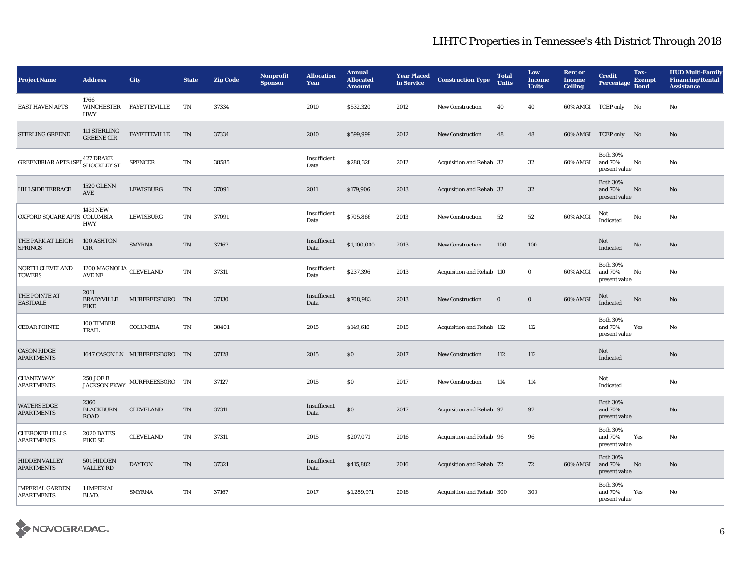# LIHTC Properties in Tennessee's 4th District Through 2018

| Project Name | Address | City | State | Zip Code | Nonprofit Sponsor | Allocation Year | Annual Allocated Amount | Year Placed in Service | Construction Type | Total Units | Low Income Units | Rent or Income Ceiling | Credit Percentage | Tax-Exempt Bond | HUD Multi-Family Financing/Rental Assistance |
|---|---|---|---|---|---|---|---|---|---|---|---|---|---|---|---|
| EAST HAVEN APTS | 1766 WINCHESTER HWY | FAYETTEVILLE | TN | 37334 | | 2010 | $532,320 | 2012 | New Construction | 40 | 40 | 60% AMGI | TCEP only | No | No |
| STERLING GREENE | 111 STERLING GREENE CIR | FAYETTEVILLE | TN | 37334 | | 2010 | $599,999 | 2012 | New Construction | 48 | 48 | 60% AMGI | TCEP only | No | No |
| GREENBRIAR APTS (SPE | 427 DRAKE SHOCKLEY ST | SPENCER | TN | 38585 | | Insufficient Data | $288,328 | 2012 | Acquisition and Rehab | 32 | 32 | 60% AMGI | Both 30% and 70% present value | No | No |
| HILLSIDE TERRACE | 1520 GLENN AVE | LEWISBURG | TN | 37091 | | 2011 | $179,906 | 2013 | Acquisition and Rehab | 32 | 32 | | Both 30% and 70% present value | No | No |
| OXFORD SQUARE APTS | 1431 NEW COLUMBIA HWY | LEWISBURG | TN | 37091 | | Insufficient Data | $705,866 | 2013 | New Construction | 52 | 52 | 60% AMGI | Not Indicated | No | No |
| THE PARK AT LEIGH SPRINGS | 100 ASHTON CIR | SMYRNA | TN | 37167 | | Insufficient Data | $1,100,000 | 2013 | New Construction | 100 | 100 | | Not Indicated | No | No |
| NORTH CLEVELAND TOWERS | 1200 MAGNOLIA AVE NE | CLEVELAND | TN | 37311 | | Insufficient Data | $237,396 | 2013 | Acquisition and Rehab | 110 | 0 | 60% AMGI | Both 30% and 70% present value | No | No |
| THE POINTE AT EASTDALE | 2011 BRADYVILLE PIKE | MURFREESBORO | TN | 37130 | | Insufficient Data | $708,983 | 2013 | New Construction | 0 | 0 | 60% AMGI | Not Indicated | No | No |
| CEDAR POINTE | 100 TIMBER TRAIL | COLUMBIA | TN | 38401 | | 2015 | $149,610 | 2015 | Acquisition and Rehab | 112 | 112 | | Both 30% and 70% present value | Yes | No |
| CASON RIDGE APARTMENTS | 1647 CASON LN. | MURFREESBORO | TN | 37128 | | 2015 | $0 | 2017 | New Construction | 112 | 112 | | Not Indicated | | No |
| CHANEY WAY APARTMENTS | 250 JOE B. JACKSON PKWY | MURFREESBORO | TN | 37127 | | 2015 | $0 | 2017 | New Construction | 114 | 114 | | Not Indicated | | No |
| WATERS EDGE APARTMENTS | 2360 BLACKBURN ROAD | CLEVELAND | TN | 37311 | | Insufficient Data | $0 | 2017 | Acquisition and Rehab | 97 | 97 | | Both 30% and 70% present value | | No |
| CHEROKEE HILLS APARTMENTS | 2020 BATES PIKE SE | CLEVELAND | TN | 37311 | | 2015 | $207,071 | 2016 | Acquisition and Rehab | 96 | 96 | | Both 30% and 70% present value | Yes | No |
| HIDDEN VALLEY APARTMENTS | 501 HIDDEN VALLEY RD | DAYTON | TN | 37321 | | Insufficient Data | $415,882 | 2016 | Acquisition and Rehab | 72 | 72 | 60% AMGI | Both 30% and 70% present value | No | No |
| IMPERIAL GARDEN APARTMENTS | 1 IMPERIAL BLVD. | SMYRNA | TN | 37167 | | 2017 | $1,289,971 | 2016 | Acquisition and Rehab | 300 | 300 | | Both 30% and 70% present value | Yes | No |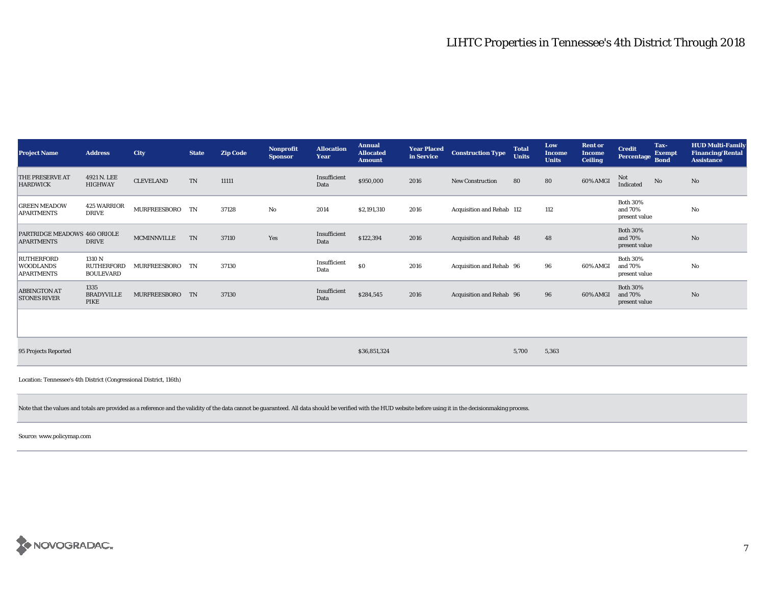# LIHTC Properties in Tennessee's 4th District Through 2018

| Project Name | Address | City | State | Zip Code | Nonprofit Sponsor | Allocation Year | Annual Allocated Amount | Year Placed in Service | Construction Type | Total Units | Low Income Units | Rent or Income Ceiling | Credit Percentage | Tax-Exempt Bond | HUD Multi-Family Financing/Rental Assistance |
|---|---|---|---|---|---|---|---|---|---|---|---|---|---|---|---|
| THE PRESERVE AT HARDWICK | 4921 N. LEE HIGHWAY | CLEVELAND | TN | 11111 | | Insufficient Data | $950,000 | 2016 | New Construction | 80 | 80 | 60% AMGI | Not Indicated | No | No |
| GREEN MEADOW APARTMENTS | 425 WARRIOR DRIVE | MURFREESBORO | TN | 37128 | No | 2014 | $2,191,310 | 2016 | Acquisition and Rehab | 112 | 112 | | Both 30% and 70% present value | | No |
| PARTRIDGE MEADOWS APARTMENTS | 460 ORIOLE DRIVE | MCMINNVILLE | TN | 37110 | Yes | Insufficient Data | $122,394 | 2016 | Acquisition and Rehab | 48 | 48 | | Both 30% and 70% present value | | No |
| RUTHERFORD WOODLANDS APARTMENTS | 1310 N RUTHERFORD BOULEVARD | MURFREESBORO | TN | 37130 | | Insufficient Data | $0 | 2016 | Acquisition and Rehab | 96 | 96 | 60% AMGI | Both 30% and 70% present value | | No |
| ABBINGTON AT STONES RIVER | 1335 BRADYVILLE PIKE | MURFREESBORO | TN | 37130 | | Insufficient Data | $284,545 | 2016 | Acquisition and Rehab | 96 | 96 | 60% AMGI | Both 30% and 70% present value | | No |
| | | | | | | | | | | | | | | | |
| 95 Projects Reported | | | | | | | $36,851,324 | | | 5,700 | 5,363 | | | | |

Location: Tennessee's 4th District (Congressional District, 116th)

Note that the values and totals are provided as a reference and the validity of the data cannot be guaranteed. All data should be verified with the HUD website before using it in the decisionmaking process.

Source: www.policymap.com